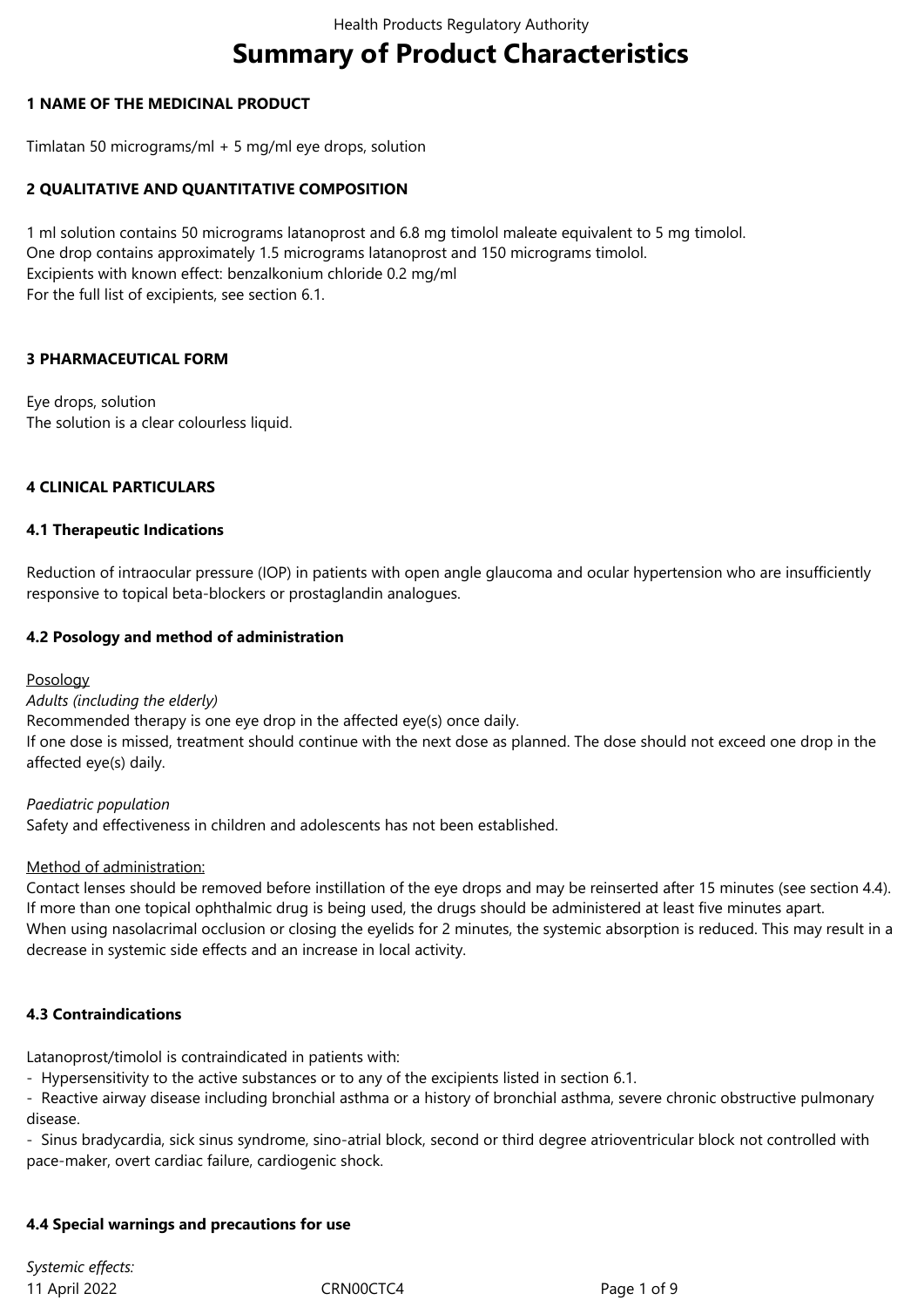# Summary of Product Characteristics

## 1 NAME OF THE MEDICINAL PRODUCT

Timlatan 50 micrograms/ml + 5 mg/ml eye drops, solution

## 2 QUALITATIVE AND QUANTITATIVE COMPOSITION

1 ml solution contains 50 micrograms latanoprost and 6.8 mg timolol maleate equivalent to 5 mg timolol.
One drop contains approximately 1.5 micrograms latanoprost and 150 micrograms timolol.
Excipients with known effect: benzalkonium chloride 0.2 mg/ml
For the full list of excipients, see section 6.1.

## 3 PHARMACEUTICAL FORM

Eye drops, solution
The solution is a clear colourless liquid.

## 4 CLINICAL PARTICULARS

### 4.1 Therapeutic Indications

Reduction of intraocular pressure (IOP) in patients with open angle glaucoma and ocular hypertension who are insufficiently responsive to topical beta-blockers or prostaglandin analogues.

### 4.2 Posology and method of administration

Posology

*Adults (including the elderly)*
Recommended therapy is one eye drop in the affected eye(s) once daily.
If one dose is missed, treatment should continue with the next dose as planned. The dose should not exceed one drop in the affected eye(s) daily.

*Paediatric population*
Safety and effectiveness in children and adolescents has not been established.

Method of administration:
Contact lenses should be removed before instillation of the eye drops and may be reinserted after 15 minutes (see section 4.4).
If more than one topical ophthalmic drug is being used, the drugs should be administered at least five minutes apart.
When using nasolacrimal occlusion or closing the eyelids for 2 minutes, the systemic absorption is reduced. This may result in a decrease in systemic side effects and an increase in local activity.

### 4.3 Contraindications

Latanoprost/timolol is contraindicated in patients with:

- Hypersensitivity to the active substances or to any of the excipients listed in section 6.1.
- Reactive airway disease including bronchial asthma or a history of bronchial asthma, severe chronic obstructive pulmonary disease.
- Sinus bradycardia, sick sinus syndrome, sino-atrial block, second or third degree atrioventricular block not controlled with pace-maker, overt cardiac failure, cardiogenic shock.

### 4.4 Special warnings and precautions for use

*Systemic effects:*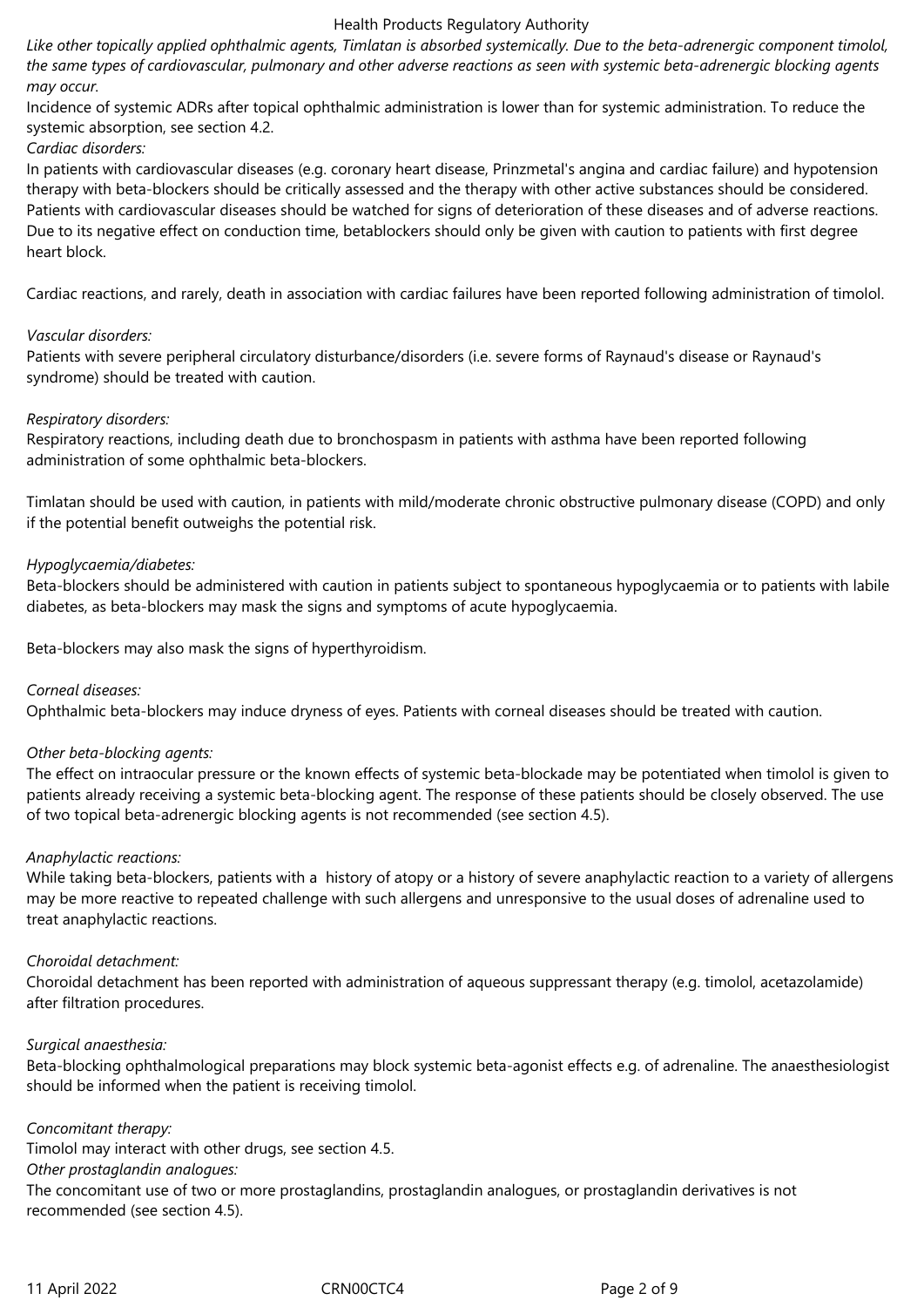*Like other topically applied ophthalmic agents, Timlatan is absorbed systemically. Due to the beta-adrenergic component timolol, the same types of cardiovascular, pulmonary and other adverse reactions as seen with systemic beta-adrenergic blocking agents may occur.*

Incidence of systemic ADRs after topical ophthalmic administration is lower than for systemic administration. To reduce the systemic absorption, see section 4.2.

*Cardiac disorders:*

In patients with cardiovascular diseases (e.g. coronary heart disease, Prinzmetal's angina and cardiac failure) and hypotension therapy with beta-blockers should be critically assessed and the therapy with other active substances should be considered. Patients with cardiovascular diseases should be watched for signs of deterioration of these diseases and of adverse reactions. Due to its negative effect on conduction time, betablockers should only be given with caution to patients with first degree heart block.

Cardiac reactions, and rarely, death in association with cardiac failures have been reported following administration of timolol.

*Vascular disorders:*

Patients with severe peripheral circulatory disturbance/disorders (i.e. severe forms of Raynaud's disease or Raynaud's syndrome) should be treated with caution.

*Respiratory disorders:*

Respiratory reactions, including death due to bronchospasm in patients with asthma have been reported following administration of some ophthalmic beta-blockers.

Timlatan should be used with caution, in patients with mild/moderate chronic obstructive pulmonary disease (COPD) and only if the potential benefit outweighs the potential risk.

*Hypoglycaemia/diabetes:*

Beta-blockers should be administered with caution in patients subject to spontaneous hypoglycaemia or to patients with labile diabetes, as beta-blockers may mask the signs and symptoms of acute hypoglycaemia.

Beta-blockers may also mask the signs of hyperthyroidism.

*Corneal diseases:*

Ophthalmic beta-blockers may induce dryness of eyes. Patients with corneal diseases should be treated with caution.

*Other beta-blocking agents:*

The effect on intraocular pressure or the known effects of systemic beta-blockade may be potentiated when timolol is given to patients already receiving a systemic beta-blocking agent. The response of these patients should be closely observed. The use of two topical beta-adrenergic blocking agents is not recommended (see section 4.5).

*Anaphylactic reactions:*

While taking beta-blockers, patients with a history of atopy or a history of severe anaphylactic reaction to a variety of allergens may be more reactive to repeated challenge with such allergens and unresponsive to the usual doses of adrenaline used to treat anaphylactic reactions.

*Choroidal detachment:*

Choroidal detachment has been reported with administration of aqueous suppressant therapy (e.g. timolol, acetazolamide) after filtration procedures.

*Surgical anaesthesia:*

Beta-blocking ophthalmological preparations may block systemic beta-agonist effects e.g. of adrenaline. The anaesthesiologist should be informed when the patient is receiving timolol.

*Concomitant therapy:*

Timolol may interact with other drugs, see section 4.5.

*Other prostaglandin analogues:*

The concomitant use of two or more prostaglandins, prostaglandin analogues, or prostaglandin derivatives is not recommended (see section 4.5).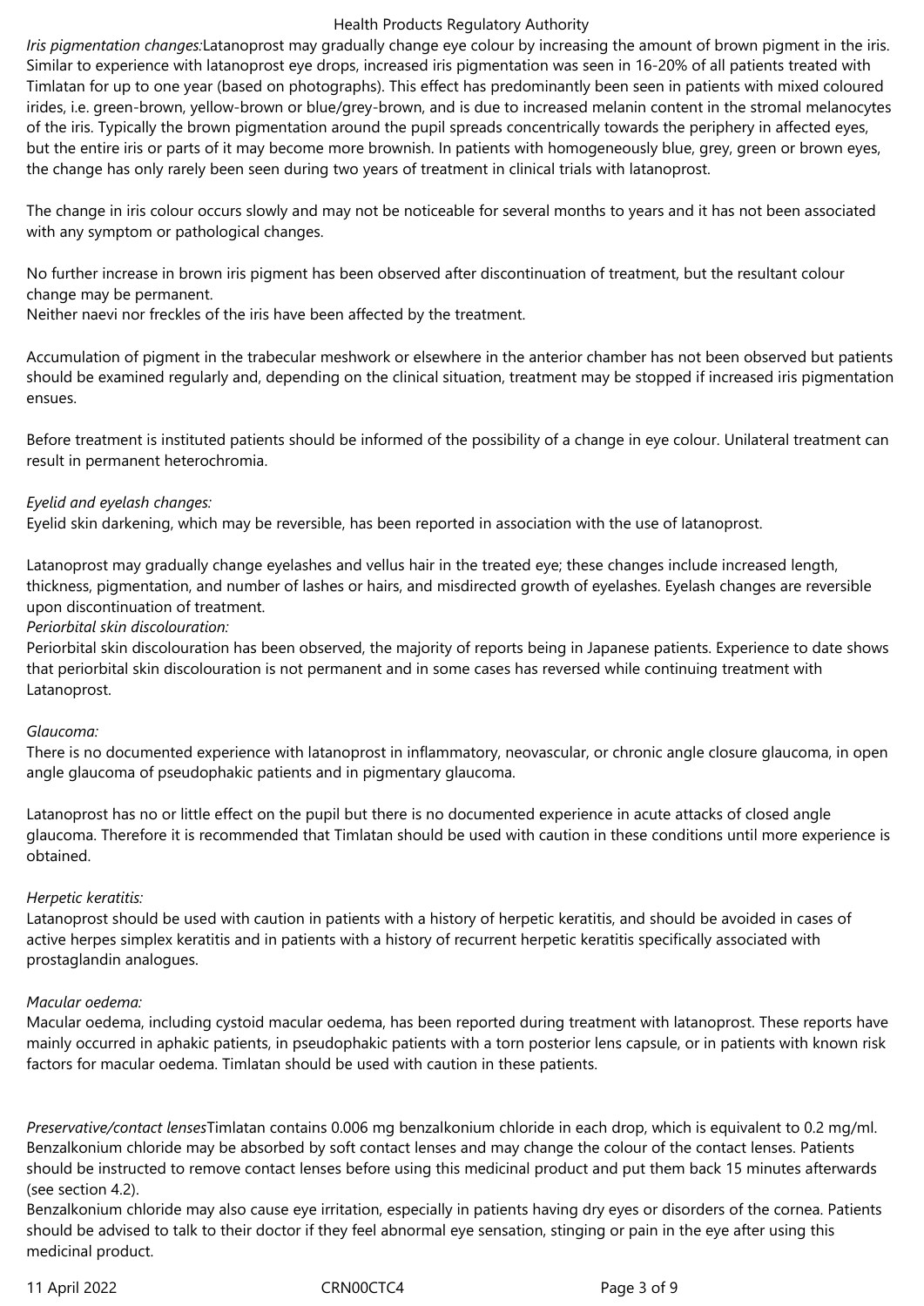*Iris pigmentation changes:*Latanoprost may gradually change eye colour by increasing the amount of brown pigment in the iris. Similar to experience with latanoprost eye drops, increased iris pigmentation was seen in 16-20% of all patients treated with Timlatan for up to one year (based on photographs). This effect has predominantly been seen in patients with mixed coloured irides, i.e. green-brown, yellow-brown or blue/grey-brown, and is due to increased melanin content in the stromal melanocytes of the iris. Typically the brown pigmentation around the pupil spreads concentrically towards the periphery in affected eyes, but the entire iris or parts of it may become more brownish. In patients with homogeneously blue, grey, green or brown eyes, the change has only rarely been seen during two years of treatment in clinical trials with latanoprost.

The change in iris colour occurs slowly and may not be noticeable for several months to years and it has not been associated with any symptom or pathological changes.

No further increase in brown iris pigment has been observed after discontinuation of treatment, but the resultant colour change may be permanent.
Neither naevi nor freckles of the iris have been affected by the treatment.

Accumulation of pigment in the trabecular meshwork or elsewhere in the anterior chamber has not been observed but patients should be examined regularly and, depending on the clinical situation, treatment may be stopped if increased iris pigmentation ensues.

Before treatment is instituted patients should be informed of the possibility of a change in eye colour. Unilateral treatment can result in permanent heterochromia.

*Eyelid and eyelash changes:*
Eyelid skin darkening, which may be reversible, has been reported in association with the use of latanoprost.

Latanoprost may gradually change eyelashes and vellus hair in the treated eye; these changes include increased length, thickness, pigmentation, and number of lashes or hairs, and misdirected growth of eyelashes. Eyelash changes are reversible upon discontinuation of treatment.
*Periorbital skin discolouration:*
Periorbital skin discolouration has been observed, the majority of reports being in Japanese patients. Experience to date shows that periorbital skin discolouration is not permanent and in some cases has reversed while continuing treatment with Latanoprost.

*Glaucoma:*
There is no documented experience with latanoprost in inflammatory, neovascular, or chronic angle closure glaucoma, in open angle glaucoma of pseudophakic patients and in pigmentary glaucoma.

Latanoprost has no or little effect on the pupil but there is no documented experience in acute attacks of closed angle glaucoma. Therefore it is recommended that Timlatan should be used with caution in these conditions until more experience is obtained.

*Herpetic keratitis:*
Latanoprost should be used with caution in patients with a history of herpetic keratitis, and should be avoided in cases of active herpes simplex keratitis and in patients with a history of recurrent herpetic keratitis specifically associated with prostaglandin analogues.

*Macular oedema:*
Macular oedema, including cystoid macular oedema, has been reported during treatment with latanoprost. These reports have mainly occurred in aphakic patients, in pseudophakic patients with a torn posterior lens capsule, or in patients with known risk factors for macular oedema. Timlatan should be used with caution in these patients.

*Preservative/contact lenses*Timlatan contains 0.006 mg benzalkonium chloride in each drop, which is equivalent to 0.2 mg/ml. Benzalkonium chloride may be absorbed by soft contact lenses and may change the colour of the contact lenses. Patients should be instructed to remove contact lenses before using this medicinal product and put them back 15 minutes afterwards (see section 4.2).
Benzalkonium chloride may also cause eye irritation, especially in patients having dry eyes or disorders of the cornea. Patients should be advised to talk to their doctor if they feel abnormal eye sensation, stinging or pain in the eye after using this medicinal product.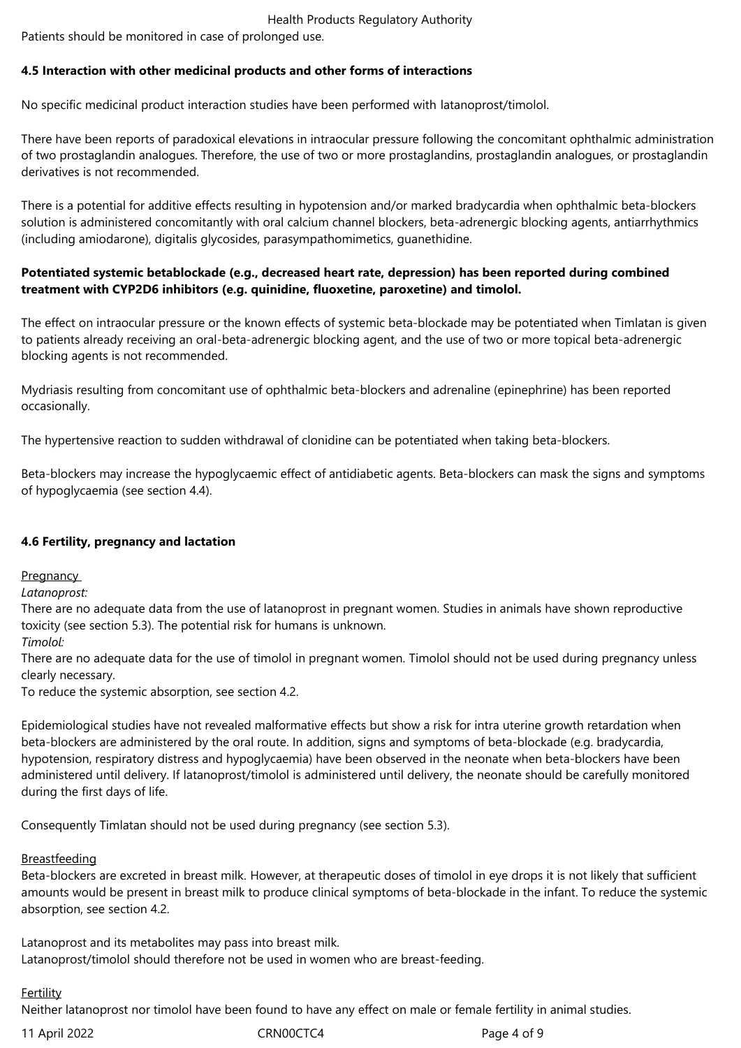Patients should be monitored in case of prolonged use.

### 4.5 Interaction with other medicinal products and other forms of interactions

No specific medicinal product interaction studies have been performed with latanoprost/timolol.

There have been reports of paradoxical elevations in intraocular pressure following the concomitant ophthalmic administration of two prostaglandin analogues. Therefore, the use of two or more prostaglandins, prostaglandin analogues, or prostaglandin derivatives is not recommended.

There is a potential for additive effects resulting in hypotension and/or marked bradycardia when ophthalmic beta-blockers solution is administered concomitantly with oral calcium channel blockers, beta-adrenergic blocking agents, antiarrhythmics (including amiodarone), digitalis glycosides, parasympathomimetics, guanethidine.

**Potentiated systemic betablockade (e.g., decreased heart rate, depression) has been reported during combined treatment with CYP2D6 inhibitors (e.g. quinidine, fluoxetine, paroxetine) and timolol.**

The effect on intraocular pressure or the known effects of systemic beta-blockade may be potentiated when Timlatan is given to patients already receiving an oral-beta-adrenergic blocking agent, and the use of two or more topical beta-adrenergic blocking agents is not recommended.

Mydriasis resulting from concomitant use of ophthalmic beta-blockers and adrenaline (epinephrine) has been reported occasionally.

The hypertensive reaction to sudden withdrawal of clonidine can be potentiated when taking beta-blockers.

Beta-blockers may increase the hypoglycaemic effect of antidiabetic agents. Beta-blockers can mask the signs and symptoms of hypoglycaemia (see section 4.4).

### 4.6 Fertility, pregnancy and lactation

Pregnancy

*Latanoprost:*

There are no adequate data from the use of latanoprost in pregnant women. Studies in animals have shown reproductive toxicity (see section 5.3). The potential risk for humans is unknown.

*Timolol:*

There are no adequate data for the use of timolol in pregnant women. Timolol should not be used during pregnancy unless clearly necessary.

To reduce the systemic absorption, see section 4.2.

Epidemiological studies have not revealed malformative effects but show a risk for intra uterine growth retardation when beta-blockers are administered by the oral route. In addition, signs and symptoms of beta-blockade (e.g. bradycardia, hypotension, respiratory distress and hypoglycaemia) have been observed in the neonate when beta-blockers have been administered until delivery. If latanoprost/timolol is administered until delivery, the neonate should be carefully monitored during the first days of life.

Consequently Timlatan should not be used during pregnancy (see section 5.3).

Breastfeeding

Beta-blockers are excreted in breast milk. However, at therapeutic doses of timolol in eye drops it is not likely that sufficient amounts would be present in breast milk to produce clinical symptoms of beta-blockade in the infant. To reduce the systemic absorption, see section 4.2.

Latanoprost and its metabolites may pass into breast milk.
Latanoprost/timolol should therefore not be used in women who are breast-feeding.

Fertility

Neither latanoprost nor timolol have been found to have any effect on male or female fertility in animal studies.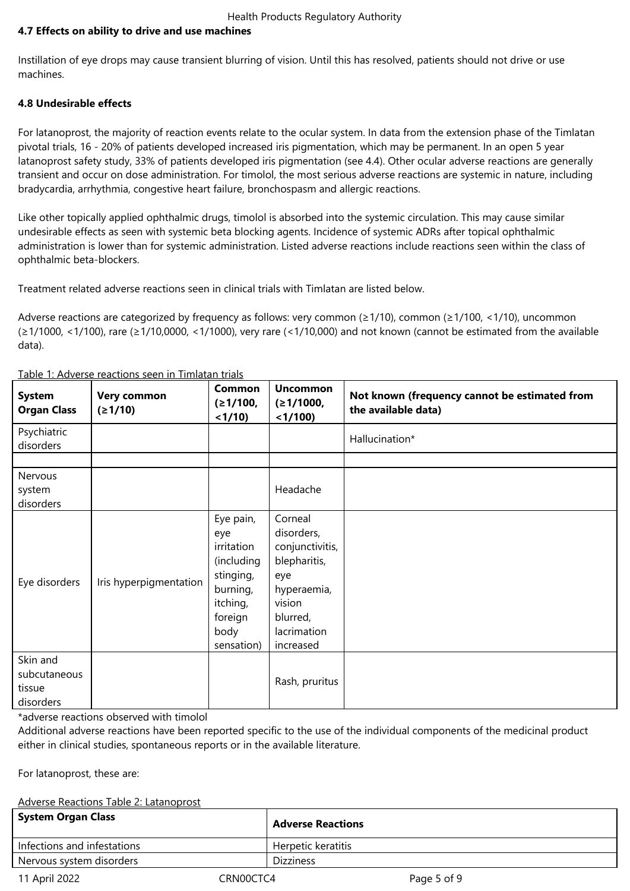### 4.7 Effects on ability to drive and use machines

Instillation of eye drops may cause transient blurring of vision. Until this has resolved, patients should not drive or use machines.

### 4.8 Undesirable effects

For latanoprost, the majority of reaction events relate to the ocular system. In data from the extension phase of the Timlatan pivotal trials, 16 - 20% of patients developed increased iris pigmentation, which may be permanent. In an open 5 year latanoprost safety study, 33% of patients developed iris pigmentation (see 4.4). Other ocular adverse reactions are generally transient and occur on dose administration. For timolol, the most serious adverse reactions are systemic in nature, including bradycardia, arrhythmia, congestive heart failure, bronchospasm and allergic reactions.

Like other topically applied ophthalmic drugs, timolol is absorbed into the systemic circulation. This may cause similar undesirable effects as seen with systemic beta blocking agents. Incidence of systemic ADRs after topical ophthalmic administration is lower than for systemic administration. Listed adverse reactions include reactions seen within the class of ophthalmic beta-blockers.

Treatment related adverse reactions seen in clinical trials with Timlatan are listed below.

Adverse reactions are categorized by frequency as follows: very common (≥1/10), common (≥1/100, <1/10), uncommon (≥1/1000, <1/100), rare (≥1/10,0000, <1/1000), very rare (<1/10,000) and not known (cannot be estimated from the available data).

Table 1: Adverse reactions seen in Timlatan trials

| System Organ Class | Very common (≥1/10) | Common (≥1/100, <1/10) | Uncommon (≥1/1000, <1/100) | Not known (frequency cannot be estimated from the available data) |
|---|---|---|---|---|
| Psychiatric disorders | | | | Hallucination* |
| | | | | |
| Nervous system disorders | | | Headache | |
| Eye disorders | Iris hyperpigmentation | Eye pain, eye irritation (including stinging, burning, itching, foreign body sensation) | Corneal disorders, conjunctivitis, blepharitis, eye hyperaemia, vision blurred, lacrimation increased | |
| Skin and subcutaneous tissue disorders | | | Rash, pruritus | |

*adverse reactions observed with timolol

Additional adverse reactions have been reported specific to the use of the individual components of the medicinal product either in clinical studies, spontaneous reports or in the available literature.

For latanoprost, these are:

Adverse Reactions Table 2: Latanoprost

| System Organ Class | Adverse Reactions |
|---|---|
| Infections and infestations | Herpetic keratitis |
| Nervous system disorders | Dizziness |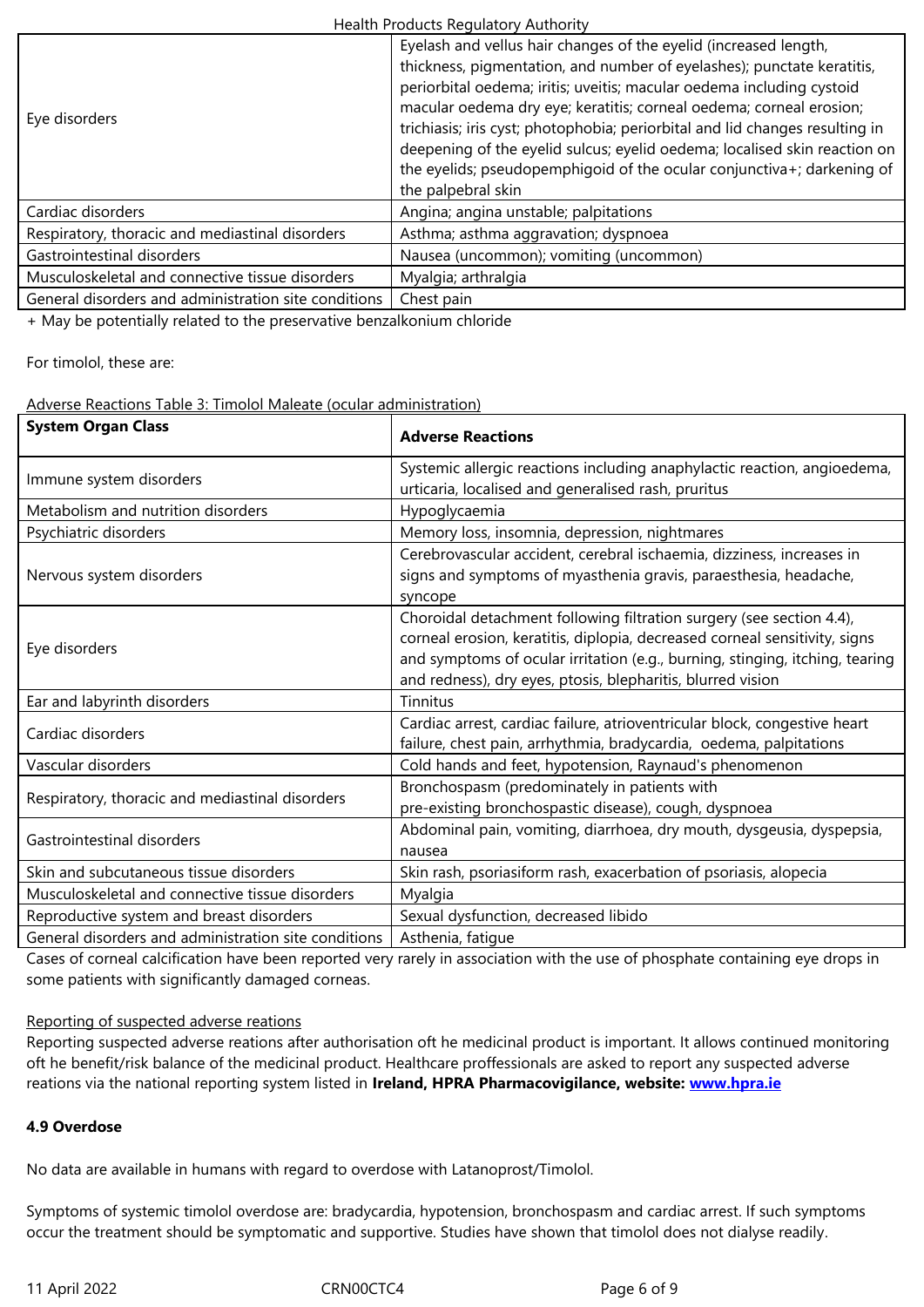| | |
|---|---|
| Eye disorders | Eyelash and vellus hair changes of the eyelid (increased length, thickness, pigmentation, and number of eyelashes); punctate keratitis, periorbital oedema; iritis; uveitis; macular oedema including cystoid macular oedema dry eye; keratitis; corneal oedema; corneal erosion; trichiasis; iris cyst; photophobia; periorbital and lid changes resulting in deepening of the eyelid sulcus; eyelid oedema; localised skin reaction on the eyelids; pseudopemphigoid of the ocular conjunctiva+; darkening of the palpebral skin |
| Cardiac disorders | Angina; angina unstable; palpitations |
| Respiratory, thoracic and mediastinal disorders | Asthma; asthma aggravation; dyspnoea |
| Gastrointestinal disorders | Nausea (uncommon); vomiting (uncommon) |
| Musculoskeletal and connective tissue disorders | Myalgia; arthralgia |
| General disorders and administration site conditions | Chest pain |

+ May be potentially related to the preservative benzalkonium chloride

For timolol, these are:

Adverse Reactions Table 3: Timolol Maleate (ocular administration)

| System Organ Class | Adverse Reactions |
|---|---|
| Immune system disorders | Systemic allergic reactions including anaphylactic reaction, angioedema, urticaria, localised and generalised rash, pruritus |
| Metabolism and nutrition disorders | Hypoglycaemia |
| Psychiatric disorders | Memory loss, insomnia, depression, nightmares |
| Nervous system disorders | Cerebrovascular accident, cerebral ischaemia, dizziness, increases in signs and symptoms of myasthenia gravis, paraesthesia, headache, syncope |
| Eye disorders | Choroidal detachment following filtration surgery (see section 4.4), corneal erosion, keratitis, diplopia, decreased corneal sensitivity, signs and symptoms of ocular irritation (e.g., burning, stinging, itching, tearing and redness), dry eyes, ptosis, blepharitis, blurred vision |
| Ear and labyrinth disorders | Tinnitus |
| Cardiac disorders | Cardiac arrest, cardiac failure, atrioventricular block, congestive heart failure, chest pain, arrhythmia, bradycardia, oedema, palpitations |
| Vascular disorders | Cold hands and feet, hypotension, Raynaud's phenomenon |
| Respiratory, thoracic and mediastinal disorders | Bronchospasm (predominately in patients with pre-existing bronchospastic disease), cough, dyspnoea |
| Gastrointestinal disorders | Abdominal pain, vomiting, diarrhoea, dry mouth, dysgeusia, dyspepsia, nausea |
| Skin and subcutaneous tissue disorders | Skin rash, psoriasiform rash, exacerbation of psoriasis, alopecia |
| Musculoskeletal and connective tissue disorders | Myalgia |
| Reproductive system and breast disorders | Sexual dysfunction, decreased libido |
| General disorders and administration site conditions | Asthenia, fatigue |

Cases of corneal calcification have been reported very rarely in association with the use of phosphate containing eye drops in some patients with significantly damaged corneas.

Reporting of suspected adverse reations

Reporting suspected adverse reations after authorisation oft he medicinal product is important. It allows continued monitoring oft he benefit/risk balance of the medicinal product. Healthcare proffessionals are asked to report any suspected adverse reations via the national reporting system listed in **Ireland, HPRA Pharmacovigilance, website: www.hpra.ie**

**4.9 Overdose**

No data are available in humans with regard to overdose with Latanoprost/Timolol.

Symptoms of systemic timolol overdose are: bradycardia, hypotension, bronchospasm and cardiac arrest. If such symptoms occur the treatment should be symptomatic and supportive. Studies have shown that timolol does not dialyse readily.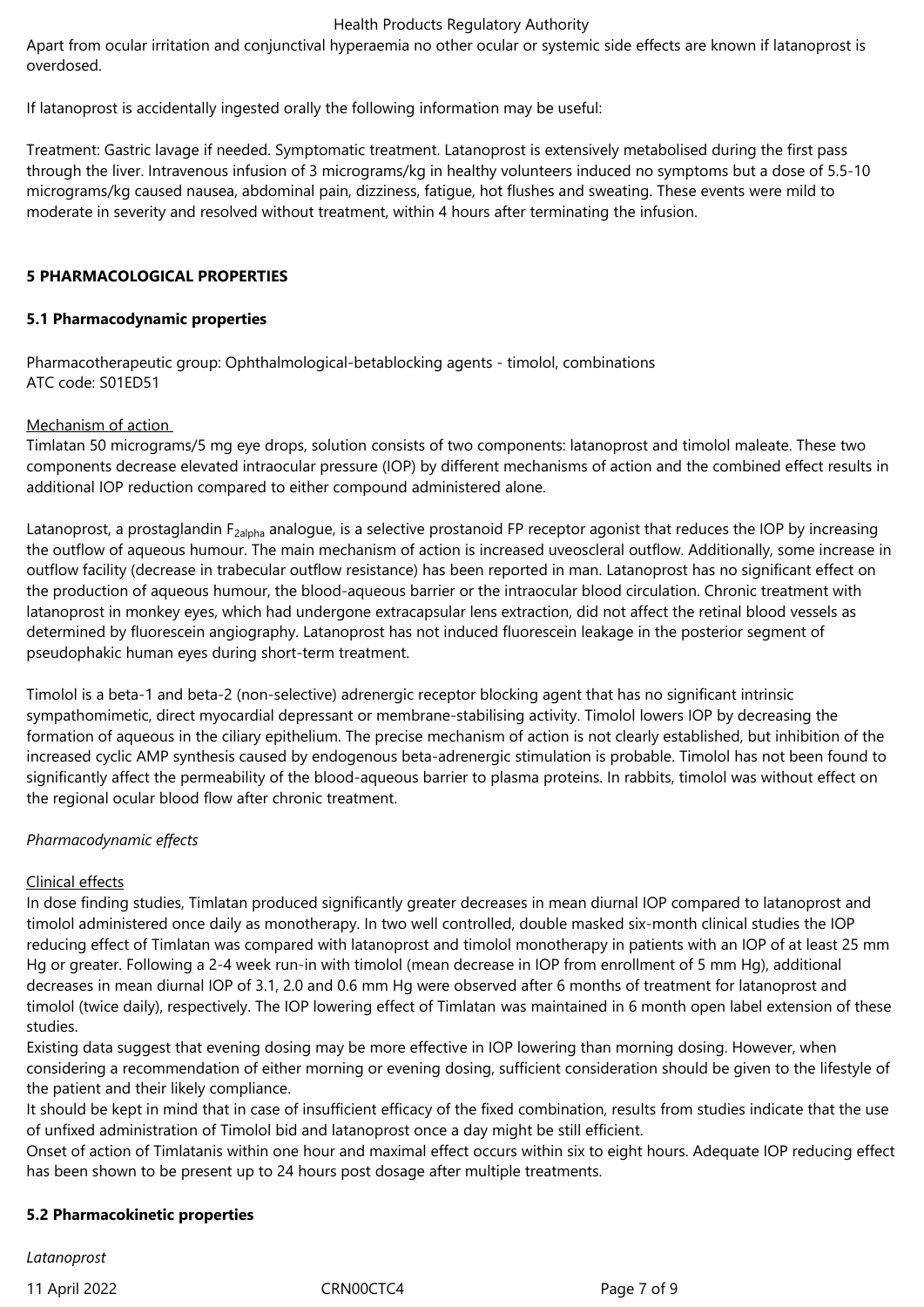Apart from ocular irritation and conjunctival hyperaemia no other ocular or systemic side effects are known if latanoprost is overdosed.

If latanoprost is accidentally ingested orally the following information may be useful:

Treatment: Gastric lavage if needed. Symptomatic treatment. Latanoprost is extensively metabolised during the first pass through the liver. Intravenous infusion of 3 micrograms/kg in healthy volunteers induced no symptoms but a dose of 5.5-10 micrograms/kg caused nausea, abdominal pain, dizziness, fatigue, hot flushes and sweating. These events were mild to moderate in severity and resolved without treatment, within 4 hours after terminating the infusion.

## 5 PHARMACOLOGICAL PROPERTIES

### 5.1 Pharmacodynamic properties

Pharmacotherapeutic group: Ophthalmological-betablocking agents - timolol, combinations
ATC code: S01ED51

Mechanism of action

Timlatan 50 micrograms/5 mg eye drops, solution consists of two components: latanoprost and timolol maleate. These two components decrease elevated intraocular pressure (IOP) by different mechanisms of action and the combined effect results in additional IOP reduction compared to either compound administered alone.

Latanoprost, a prostaglandin $F_{2alpha}$ analogue, is a selective prostanoid FP receptor agonist that reduces the IOP by increasing the outflow of aqueous humour. The main mechanism of action is increased uveoscleral outflow. Additionally, some increase in outflow facility (decrease in trabecular outflow resistance) has been reported in man. Latanoprost has no significant effect on the production of aqueous humour, the blood-aqueous barrier or the intraocular blood circulation. Chronic treatment with latanoprost in monkey eyes, which had undergone extracapsular lens extraction, did not affect the retinal blood vessels as determined by fluorescein angiography. Latanoprost has not induced fluorescein leakage in the posterior segment of pseudophakic human eyes during short-term treatment.

Timolol is a beta-1 and beta-2 (non-selective) adrenergic receptor blocking agent that has no significant intrinsic sympathomimetic, direct myocardial depressant or membrane-stabilising activity. Timolol lowers IOP by decreasing the formation of aqueous in the ciliary epithelium. The precise mechanism of action is not clearly established, but inhibition of the increased cyclic AMP synthesis caused by endogenous beta-adrenergic stimulation is probable. Timolol has not been found to significantly affect the permeability of the blood-aqueous barrier to plasma proteins. In rabbits, timolol was without effect on the regional ocular blood flow after chronic treatment.

*Pharmacodynamic effects*

Clinical effects

In dose finding studies, Timlatan produced significantly greater decreases in mean diurnal IOP compared to latanoprost and timolol administered once daily as monotherapy. In two well controlled, double masked six-month clinical studies the IOP reducing effect of Timlatan was compared with latanoprost and timolol monotherapy in patients with an IOP of at least 25 mm Hg or greater. Following a 2-4 week run-in with timolol (mean decrease in IOP from enrollment of 5 mm Hg), additional decreases in mean diurnal IOP of 3.1, 2.0 and 0.6 mm Hg were observed after 6 months of treatment for latanoprost and timolol (twice daily), respectively. The IOP lowering effect of Timlatan was maintained in 6 month open label extension of these studies.

Existing data suggest that evening dosing may be more effective in IOP lowering than morning dosing. However, when considering a recommendation of either morning or evening dosing, sufficient consideration should be given to the lifestyle of the patient and their likely compliance.

It should be kept in mind that in case of insufficient efficacy of the fixed combination, results from studies indicate that the use of unfixed administration of Timolol bid and latanoprost once a day might be still efficient.

Onset of action of Timlatanis within one hour and maximal effect occurs within six to eight hours. Adequate IOP reducing effect has been shown to be present up to 24 hours post dosage after multiple treatments.

### 5.2 Pharmacokinetic properties

*Latanoprost*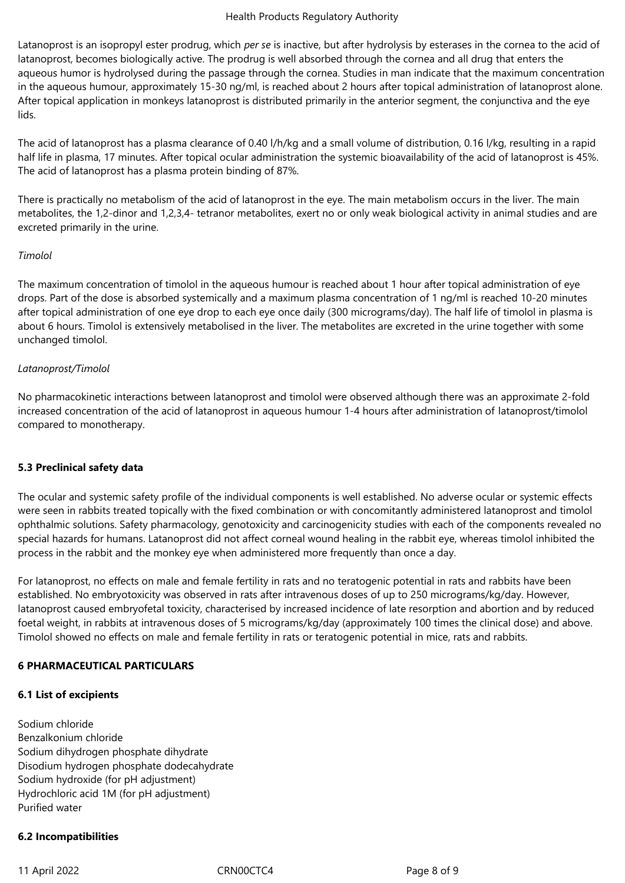Latanoprost is an isopropyl ester prodrug, which *per se* is inactive, but after hydrolysis by esterases in the cornea to the acid of latanoprost, becomes biologically active. The prodrug is well absorbed through the cornea and all drug that enters the aqueous humor is hydrolysed during the passage through the cornea. Studies in man indicate that the maximum concentration in the aqueous humour, approximately 15-30 ng/ml, is reached about 2 hours after topical administration of latanoprost alone. After topical application in monkeys latanoprost is distributed primarily in the anterior segment, the conjunctiva and the eye lids.

The acid of latanoprost has a plasma clearance of 0.40 l/h/kg and a small volume of distribution, 0.16 l/kg, resulting in a rapid half life in plasma, 17 minutes. After topical ocular administration the systemic bioavailability of the acid of latanoprost is 45%. The acid of latanoprost has a plasma protein binding of 87%.

There is practically no metabolism of the acid of latanoprost in the eye. The main metabolism occurs in the liver. The main metabolites, the 1,2-dinor and 1,2,3,4- tetranor metabolites, exert no or only weak biological activity in animal studies and are excreted primarily in the urine.

*Timolol*

The maximum concentration of timolol in the aqueous humour is reached about 1 hour after topical administration of eye drops. Part of the dose is absorbed systemically and a maximum plasma concentration of 1 ng/ml is reached 10-20 minutes after topical administration of one eye drop to each eye once daily (300 micrograms/day). The half life of timolol in plasma is about 6 hours. Timolol is extensively metabolised in the liver. The metabolites are excreted in the urine together with some unchanged timolol.

*Latanoprost/Timolol*

No pharmacokinetic interactions between latanoprost and timolol were observed although there was an approximate 2-fold increased concentration of the acid of latanoprost in aqueous humour 1-4 hours after administration of latanoprost/timolol compared to monotherapy.

**5.3 Preclinical safety data**

The ocular and systemic safety profile of the individual components is well established. No adverse ocular or systemic effects were seen in rabbits treated topically with the fixed combination or with concomitantly administered latanoprost and timolol ophthalmic solutions. Safety pharmacology, genotoxicity and carcinogenicity studies with each of the components revealed no special hazards for humans. Latanoprost did not affect corneal wound healing in the rabbit eye, whereas timolol inhibited the process in the rabbit and the monkey eye when administered more frequently than once a day.

For latanoprost, no effects on male and female fertility in rats and no teratogenic potential in rats and rabbits have been established. No embryotoxicity was observed in rats after intravenous doses of up to 250 micrograms/kg/day. However, latanoprost caused embryofetal toxicity, characterised by increased incidence of late resorption and abortion and by reduced foetal weight, in rabbits at intravenous doses of 5 micrograms/kg/day (approximately 100 times the clinical dose) and above. Timolol showed no effects on male and female fertility in rats or teratogenic potential in mice, rats and rabbits.

**6 PHARMACEUTICAL PARTICULARS**

**6.1 List of excipients**

Sodium chloride
Benzalkonium chloride
Sodium dihydrogen phosphate dihydrate
Disodium hydrogen phosphate dodecahydrate
Sodium hydroxide (for pH adjustment)
Hydrochloric acid 1M (for pH adjustment)
Purified water

**6.2 Incompatibilities**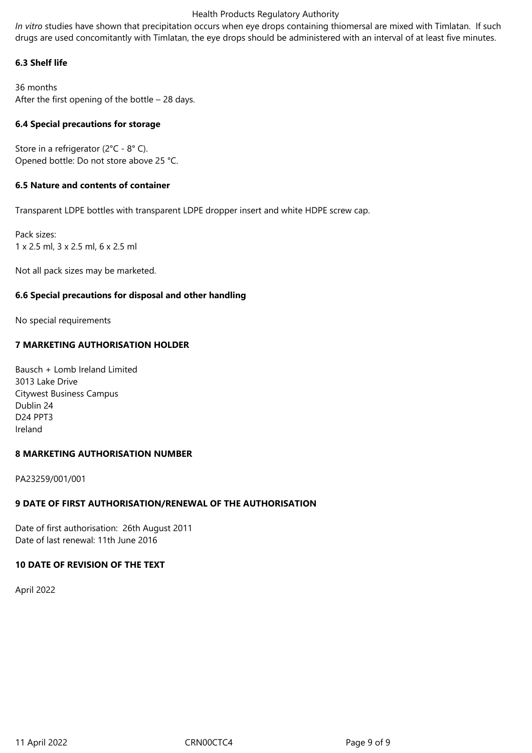*In vitro* studies have shown that precipitation occurs when eye drops containing thiomersal are mixed with Timlatan. If such drugs are used concomitantly with Timlatan, the eye drops should be administered with an interval of at least five minutes.

### 6.3 Shelf life

36 months
After the first opening of the bottle – 28 days.

### 6.4 Special precautions for storage

Store in a refrigerator (2°C - 8° C).
Opened bottle: Do not store above 25 °C.

### 6.5 Nature and contents of container

Transparent LDPE bottles with transparent LDPE dropper insert and white HDPE screw cap.

Pack sizes:
1 x 2.5 ml, 3 x 2.5 ml, 6 x 2.5 ml

Not all pack sizes may be marketed.

### 6.6 Special precautions for disposal and other handling

No special requirements

## 7 MARKETING AUTHORISATION HOLDER

Bausch + Lomb Ireland Limited
3013 Lake Drive
Citywest Business Campus
Dublin 24
D24 PPT3
Ireland

## 8 MARKETING AUTHORISATION NUMBER

PA23259/001/001

## 9 DATE OF FIRST AUTHORISATION/RENEWAL OF THE AUTHORISATION

Date of first authorisation: 26th August 2011
Date of last renewal: 11th June 2016

## 10 DATE OF REVISION OF THE TEXT

April 2022